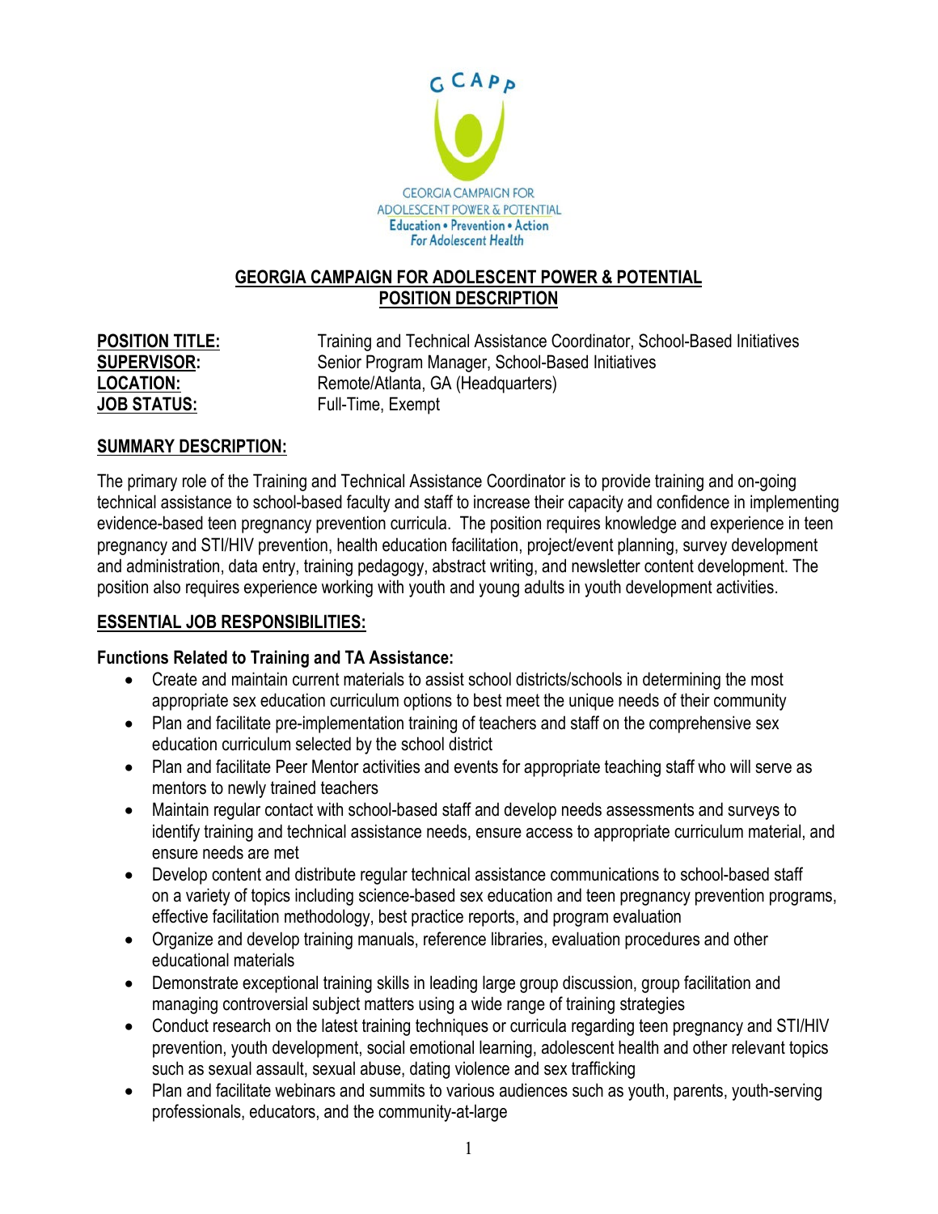GCAPP

GEORGIA CAMPAIGN FOR ADOLESCENT POWER & POTENTIAL
Education • Prevention • Action
*For Adolescent Health*

# GEORGIA CAMPAIGN FOR ADOLESCENT POWER & POTENTIAL
## POSITION DESCRIPTION

**POSITION TITLE:** Training and Technical Assistance Coordinator, School-Based Initiatives
**SUPERVISOR:** Senior Program Manager, School-Based Initiatives
**LOCATION:** Remote/Atlanta, GA (Headquarters)
**JOB STATUS:** Full-Time, Exempt

## SUMMARY DESCRIPTION:

The primary role of the Training and Technical Assistance Coordinator is to provide training and on-going technical assistance to school-based faculty and staff to increase their capacity and confidence in implementing evidence-based teen pregnancy prevention curricula. The position requires knowledge and experience in teen pregnancy and STI/HIV prevention, health education facilitation, project/event planning, survey development and administration, data entry, training pedagogy, abstract writing, and newsletter content development. The position also requires experience working with youth and young adults in youth development activities.

## ESSENTIAL JOB RESPONSIBILITIES:

### Functions Related to Training and TA Assistance:

- Create and maintain current materials to assist school districts/schools in determining the most appropriate sex education curriculum options to best meet the unique needs of their community
- Plan and facilitate pre-implementation training of teachers and staff on the comprehensive sex education curriculum selected by the school district
- Plan and facilitate Peer Mentor activities and events for appropriate teaching staff who will serve as mentors to newly trained teachers
- Maintain regular contact with school-based staff and develop needs assessments and surveys to identify training and technical assistance needs, ensure access to appropriate curriculum material, and ensure needs are met
- Develop content and distribute regular technical assistance communications to school-based staff on a variety of topics including science-based sex education and teen pregnancy prevention programs, effective facilitation methodology, best practice reports, and program evaluation
- Organize and develop training manuals, reference libraries, evaluation procedures and other educational materials
- Demonstrate exceptional training skills in leading large group discussion, group facilitation and managing controversial subject matters using a wide range of training strategies
- Conduct research on the latest training techniques or curricula regarding teen pregnancy and STI/HIV prevention, youth development, social emotional learning, adolescent health and other relevant topics such as sexual assault, sexual abuse, dating violence and sex trafficking
- Plan and facilitate webinars and summits to various audiences such as youth, parents, youth-serving professionals, educators, and the community-at-large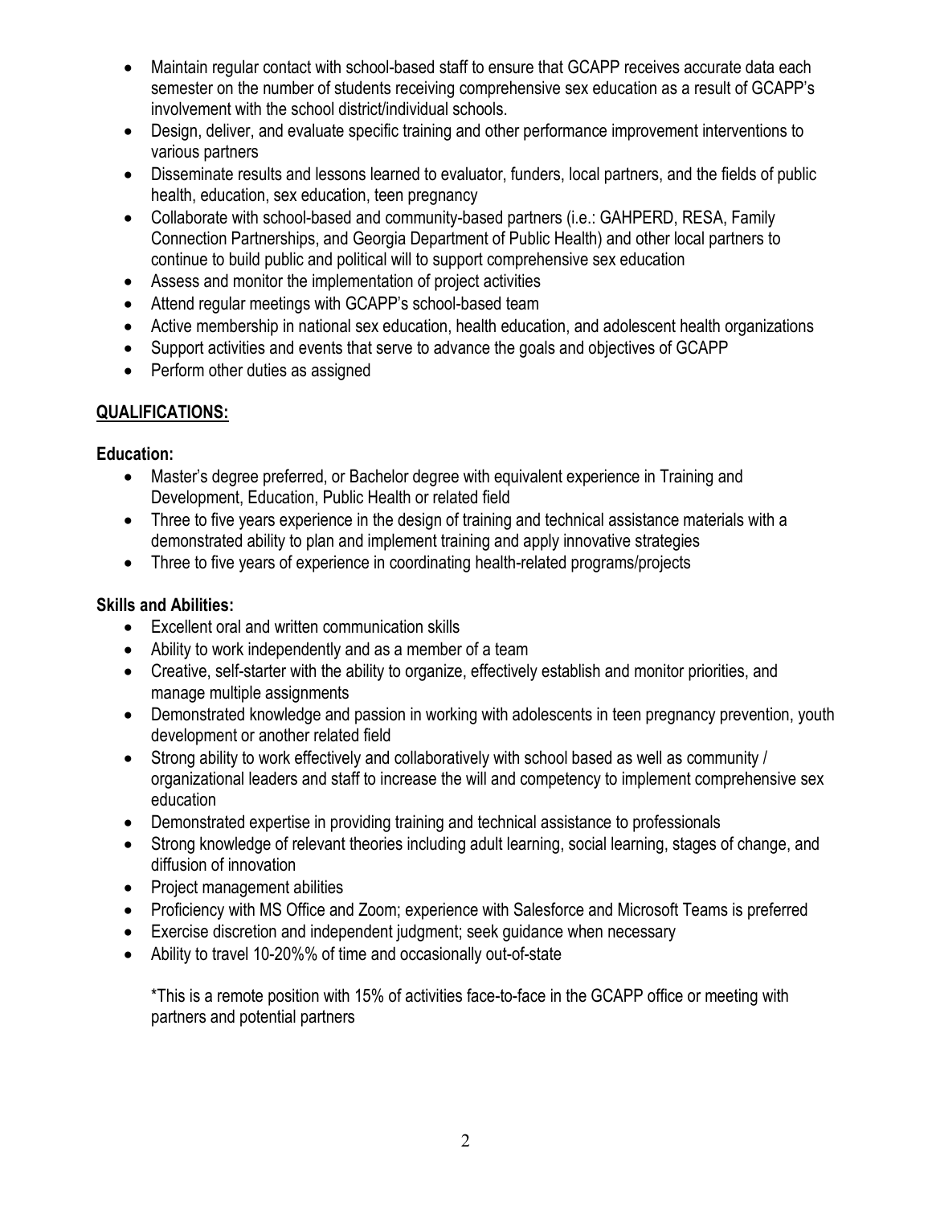- Maintain regular contact with school-based staff to ensure that GCAPP receives accurate data each semester on the number of students receiving comprehensive sex education as a result of GCAPP's involvement with the school district/individual schools.
- Design, deliver, and evaluate specific training and other performance improvement interventions to various partners
- Disseminate results and lessons learned to evaluator, funders, local partners, and the fields of public health, education, sex education, teen pregnancy
- Collaborate with school-based and community-based partners (i.e.: GAHPERD, RESA, Family Connection Partnerships, and Georgia Department of Public Health) and other local partners to continue to build public and political will to support comprehensive sex education
- Assess and monitor the implementation of project activities
- Attend regular meetings with GCAPP's school-based team
- Active membership in national sex education, health education, and adolescent health organizations
- Support activities and events that serve to advance the goals and objectives of GCAPP
- Perform other duties as assigned

## QUALIFICATIONS:

**Education:**

- Master's degree preferred, or Bachelor degree with equivalent experience in Training and Development, Education, Public Health or related field
- Three to five years experience in the design of training and technical assistance materials with a demonstrated ability to plan and implement training and apply innovative strategies
- Three to five years of experience in coordinating health-related programs/projects

**Skills and Abilities:**

- Excellent oral and written communication skills
- Ability to work independently and as a member of a team
- Creative, self-starter with the ability to organize, effectively establish and monitor priorities, and manage multiple assignments
- Demonstrated knowledge and passion in working with adolescents in teen pregnancy prevention, youth development or another related field
- Strong ability to work effectively and collaboratively with school based as well as community / organizational leaders and staff to increase the will and competency to implement comprehensive sex education
- Demonstrated expertise in providing training and technical assistance to professionals
- Strong knowledge of relevant theories including adult learning, social learning, stages of change, and diffusion of innovation
- Project management abilities
- Proficiency with MS Office and Zoom; experience with Salesforce and Microsoft Teams is preferred
- Exercise discretion and independent judgment; seek guidance when necessary
- Ability to travel 10-20%% of time and occasionally out-of-state

  *This is a remote position with 15% of activities face-to-face in the GCAPP office or meeting with partners and potential partners